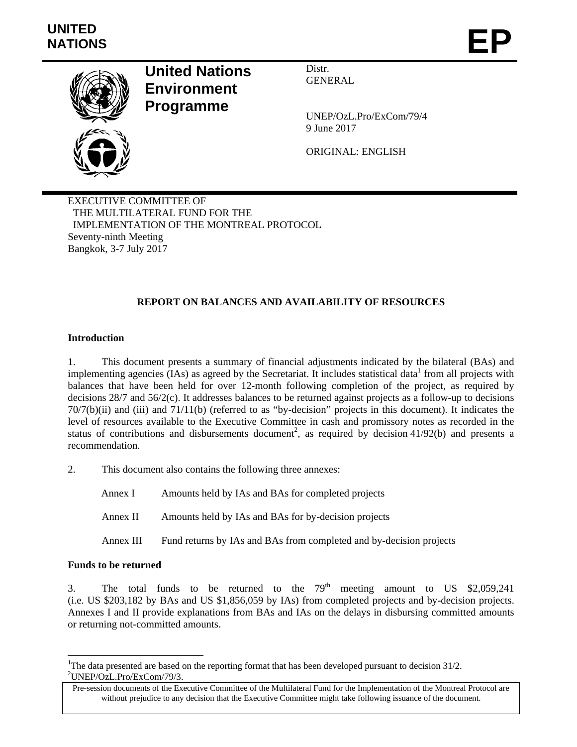# UNITED NATIONS

# EP

## United Nations Environment Programme

Distr.
GENERAL

UNEP/OzL.Pro/ExCom/79/4
9 June 2017

ORIGINAL: ENGLISH

EXECUTIVE COMMITTEE OF
THE MULTILATERAL FUND FOR THE
IMPLEMENTATION OF THE MONTREAL PROTOCOL
Seventy-ninth Meeting
Bangkok, 3-7 July 2017

### REPORT ON BALANCES AND AVAILABILITY OF RESOURCES

**Introduction**

1. This document presents a summary of financial adjustments indicated by the bilateral (BAs) and implementing agencies (IAs) as agreed by the Secretariat. It includes statistical data[1] from all projects with balances that have been held for over 12-month following completion of the project, as required by decisions 28/7 and 56/2(c). It addresses balances to be returned against projects as a follow-up to decisions 70/7(b)(ii) and (iii) and 71/11(b) (referred to as "by-decision" projects in this document). It indicates the level of resources available to the Executive Committee in cash and promissory notes as recorded in the status of contributions and disbursements document[2], as required by decision 41/92(b) and presents a recommendation.

2. This document also contains the following three annexes:

| | |
|---|---|
| Annex I | Amounts held by IAs and BAs for completed projects |
| Annex II | Amounts held by IAs and BAs for by-decision projects |
| Annex III | Fund returns by IAs and BAs from completed and by-decision projects |

**Funds to be returned**

3. The total funds to be returned to the 79[th] meeting amount to US $2,059,241 (i.e. US $203,182 by BAs and US $1,856,059 by IAs) from completed projects and by-decision projects. Annexes I and II provide explanations from BAs and IAs on the delays in disbursing committed amounts or returning not-committed amounts.

---

[1] The data presented are based on the reporting format that has been developed pursuant to decision 31/2.
[2] UNEP/OzL.Pro/ExCom/79/3.

Pre-session documents of the Executive Committee of the Multilateral Fund for the Implementation of the Montreal Protocol are without prejudice to any decision that the Executive Committee might take following issuance of the document.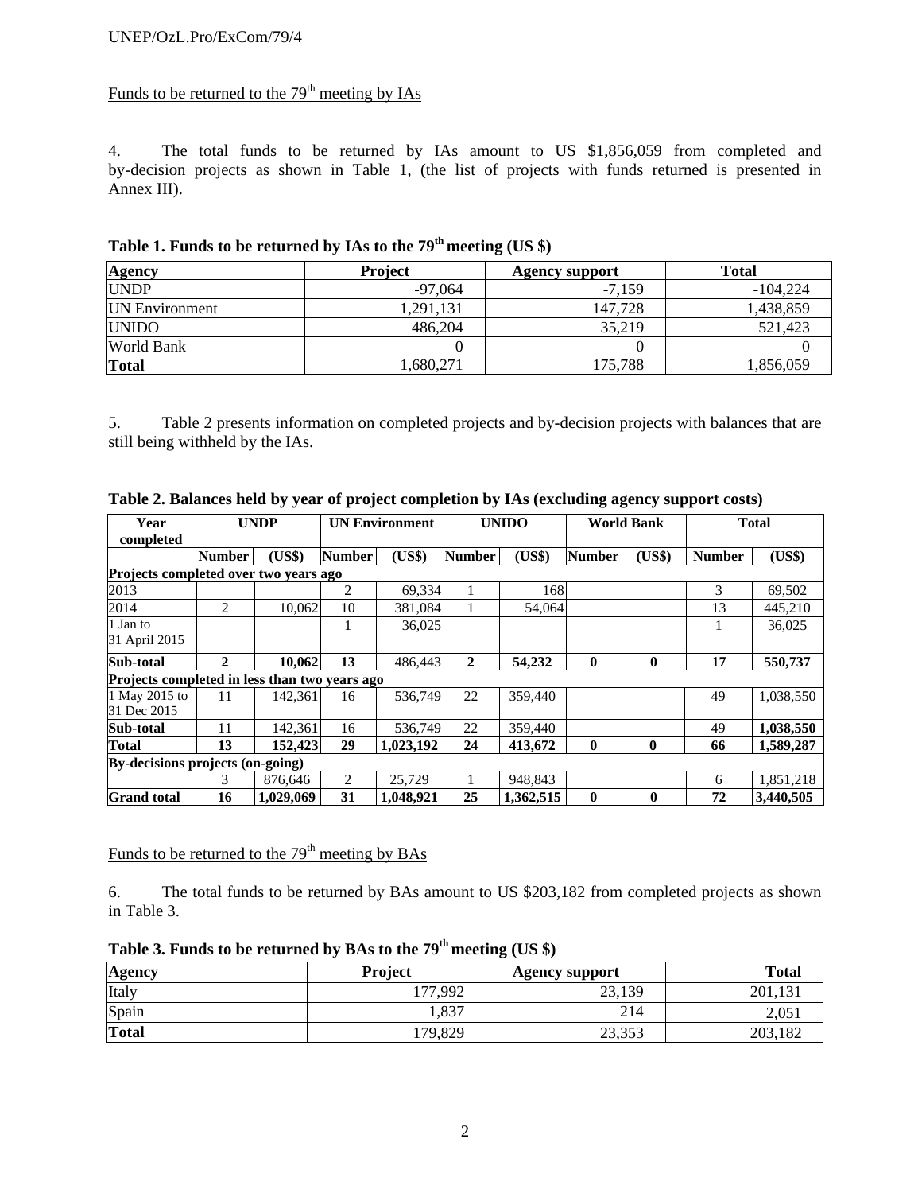Funds to be returned to the 79th meeting by IAs

4. The total funds to be returned by IAs amount to US $1,856,059 from completed and by-decision projects as shown in Table 1, (the list of projects with funds returned is presented in Annex III).

**Table 1. Funds to be returned by IAs to the 79th meeting (US $)**

| Agency | Project | Agency support | Total |
|---|---|---|---|
| UNDP | -97,064 | -7,159 | -104,224 |
| UN Environment | 1,291,131 | 147,728 | 1,438,859 |
| UNIDO | 486,204 | 35,219 | 521,423 |
| World Bank | 0 | 0 | 0 |
| **Total** | 1,680,271 | 175,788 | 1,856,059 |

5. Table 2 presents information on completed projects and by-decision projects with balances that are still being withheld by the IAs.

**Table 2. Balances held by year of project completion by IAs (excluding agency support costs)**

| Year completed | UNDP | | UN Environment | | UNIDO | | World Bank | | Total | |
|---|---|---|---|---|---|---|---|---|---|---|
| | **Number** | **(US$)** | **Number** | **(US$)** | **Number** | **(US$)** | **Number** | **(US$)** | **Number** | **(US$)** |
| **Projects completed over two years ago** | | | | | | | | | | |
| 2013 | | | 2 | 69,334 | 1 | 168 | | | 3 | 69,502 |
| 2014 | 2 | 10,062 | 10 | 381,084 | 1 | 54,064 | | | 13 | 445,210 |
| 1 Jan to 31 April 2015 | | | 1 | 36,025 | | | | | 1 | 36,025 |
| **Sub-total** | **2** | **10,062** | **13** | 486,443 | **2** | **54,232** | **0** | **0** | **17** | **550,737** |
| **Projects completed in less than two years ago** | | | | | | | | | | |
| 1 May 2015 to 31 Dec 2015 | 11 | 142,361 | 16 | 536,749 | 22 | 359,440 | | | 49 | 1,038,550 |
| **Sub-total** | 11 | 142,361 | 16 | 536,749 | 22 | 359,440 | | | 49 | **1,038,550** |
| **Total** | **13** | **152,423** | **29** | **1,023,192** | **24** | **413,672** | **0** | **0** | **66** | **1,589,287** |
| **By-decisions projects (on-going)** | | | | | | | | | | |
| | 3 | 876,646 | 2 | 25,729 | 1 | 948,843 | | | 6 | 1,851,218 |
| **Grand total** | **16** | **1,029,069** | **31** | **1,048,921** | **25** | **1,362,515** | **0** | **0** | **72** | **3,440,505** |

Funds to be returned to the 79th meeting by BAs

6. The total funds to be returned by BAs amount to US $203,182 from completed projects as shown in Table 3.

**Table 3. Funds to be returned by BAs to the 79th meeting (US $)**

| Agency | Project | Agency support | Total |
|---|---|---|---|
| Italy | 177,992 | 23,139 | 201,131 |
| Spain | 1,837 | 214 | 2,051 |
| **Total** | 179,829 | 23,353 | 203,182 |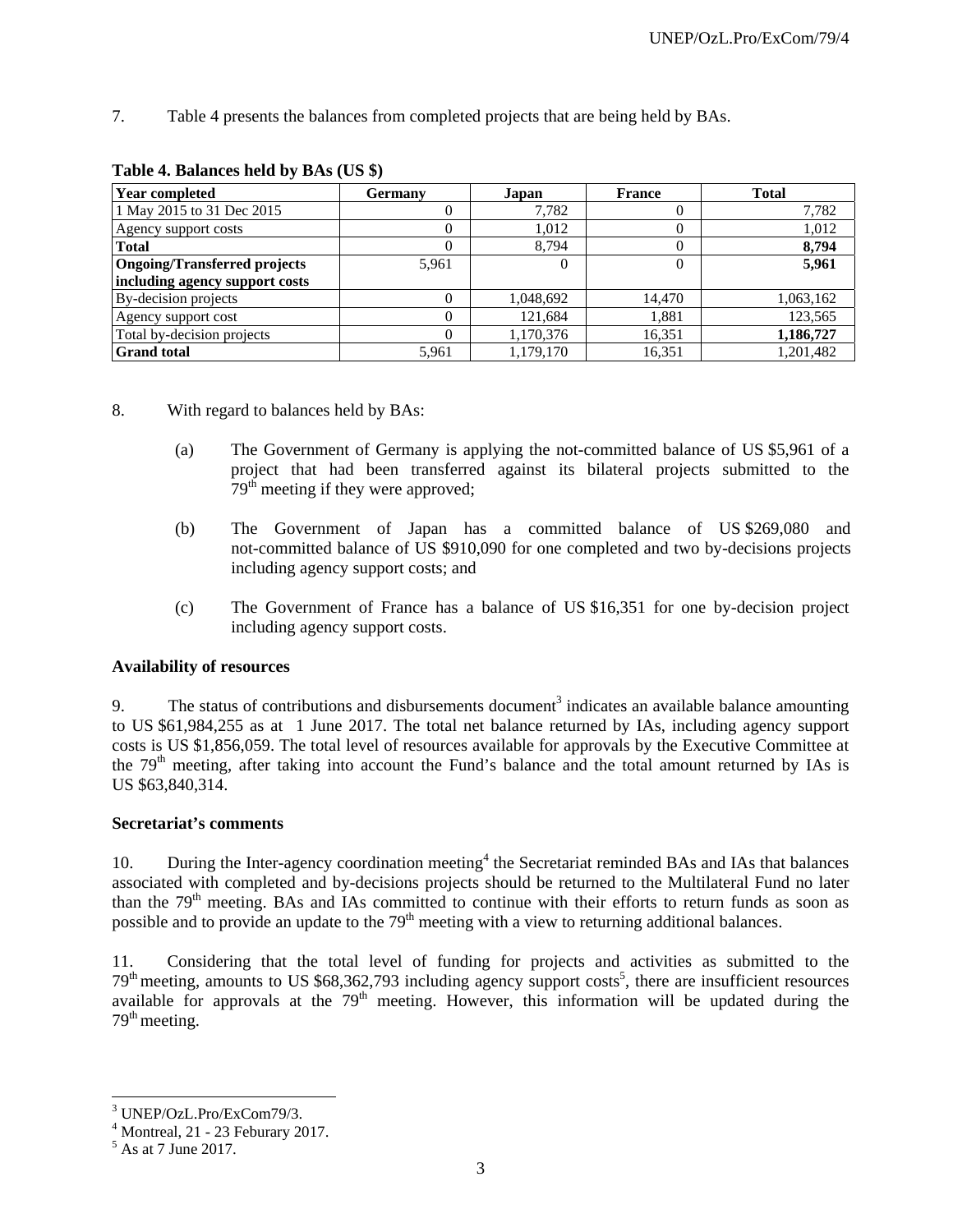7. Table 4 presents the balances from completed projects that are being held by BAs.

**Table 4. Balances held by BAs (US $)**

| Year completed | Germany | Japan | France | Total |
|---|---|---|---|---|
| 1 May 2015 to 31 Dec 2015 | 0 | 7,782 | 0 | 7,782 |
| Agency support costs | 0 | 1,012 | 0 | 1,012 |
| **Total** | 0 | 8,794 | 0 | **8,794** |
| **Ongoing/Transferred projects including agency support costs** | 5,961 | 0 | 0 | **5,961** |
| By-decision projects | 0 | 1,048,692 | 14,470 | 1,063,162 |
| Agency support cost | 0 | 121,684 | 1,881 | 123,565 |
| Total by-decision projects | 0 | 1,170,376 | 16,351 | **1,186,727** |
| **Grand total** | 5,961 | 1,179,170 | 16,351 | 1,201,482 |

8. With regard to balances held by BAs:

(a) The Government of Germany is applying the not-committed balance of US $5,961 of a project that had been transferred against its bilateral projects submitted to the 79th meeting if they were approved;

(b) The Government of Japan has a committed balance of US $269,080 and not-committed balance of US $910,090 for one completed and two by-decisions projects including agency support costs; and

(c) The Government of France has a balance of US $16,351 for one by-decision project including agency support costs.

**Availability of resources**

9. The status of contributions and disbursements document[3] indicates an available balance amounting to US $61,984,255 as at 1 June 2017. The total net balance returned by IAs, including agency support costs is US $1,856,059. The total level of resources available for approvals by the Executive Committee at the 79th meeting, after taking into account the Fund's balance and the total amount returned by IAs is US $63,840,314.

**Secretariat's comments**

10. During the Inter-agency coordination meeting[4] the Secretariat reminded BAs and IAs that balances associated with completed and by-decisions projects should be returned to the Multilateral Fund no later than the 79th meeting. BAs and IAs committed to continue with their efforts to return funds as soon as possible and to provide an update to the 79th meeting with a view to returning additional balances.

11. Considering that the total level of funding for projects and activities as submitted to the 79th meeting, amounts to US $68,362,793 including agency support costs[5], there are insufficient resources available for approvals at the 79th meeting. However, this information will be updated during the 79th meeting.

---

[3] UNEP/OzL.Pro/ExCom79/3.

[4] Montreal, 21 - 23 Feburary 2017.

[5] As at 7 June 2017.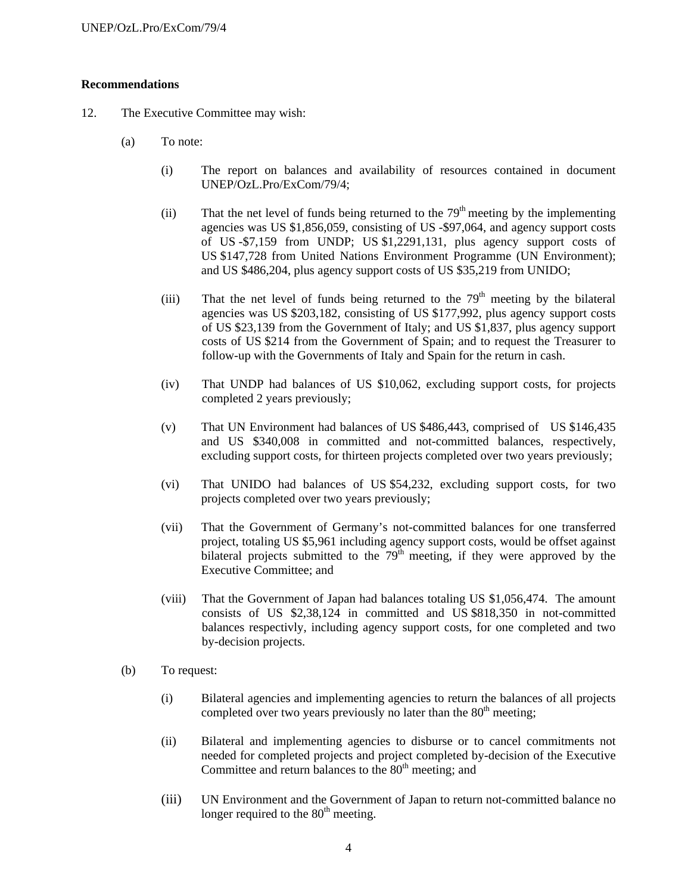**Recommendations**

12. The Executive Committee may wish:

(a) To note:

(i) The report on balances and availability of resources contained in document UNEP/OzL.Pro/ExCom/79/4;

(ii) That the net level of funds being returned to the 79th meeting by the implementing agencies was US $1,856,059, consisting of US -$97,064, and agency support costs of US -$7,159 from UNDP; US $1,2291,131, plus agency support costs of US $147,728 from United Nations Environment Programme (UN Environment); and US $486,204, plus agency support costs of US $35,219 from UNIDO;

(iii) That the net level of funds being returned to the 79th meeting by the bilateral agencies was US $203,182, consisting of US $177,992, plus agency support costs of US $23,139 from the Government of Italy; and US $1,837, plus agency support costs of US $214 from the Government of Spain; and to request the Treasurer to follow-up with the Governments of Italy and Spain for the return in cash.

(iv) That UNDP had balances of US $10,062, excluding support costs, for projects completed 2 years previously;

(v) That UN Environment had balances of US $486,443, comprised of US $146,435 and US $340,008 in committed and not-committed balances, respectively, excluding support costs, for thirteen projects completed over two years previously;

(vi) That UNIDO had balances of US $54,232, excluding support costs, for two projects completed over two years previously;

(vii) That the Government of Germany's not-committed balances for one transferred project, totaling US $5,961 including agency support costs, would be offset against bilateral projects submitted to the 79th meeting, if they were approved by the Executive Committee; and

(viii) That the Government of Japan had balances totaling US $1,056,474. The amount consists of US $2,38,124 in committed and US $818,350 in not-committed balances respectivly, including agency support costs, for one completed and two by-decision projects.

(b) To request:

(i) Bilateral agencies and implementing agencies to return the balances of all projects completed over two years previously no later than the 80th meeting;

(ii) Bilateral and implementing agencies to disburse or to cancel commitments not needed for completed projects and project completed by-decision of the Executive Committee and return balances to the 80th meeting; and

(iii) UN Environment and the Government of Japan to return not-committed balance no longer required to the 80th meeting.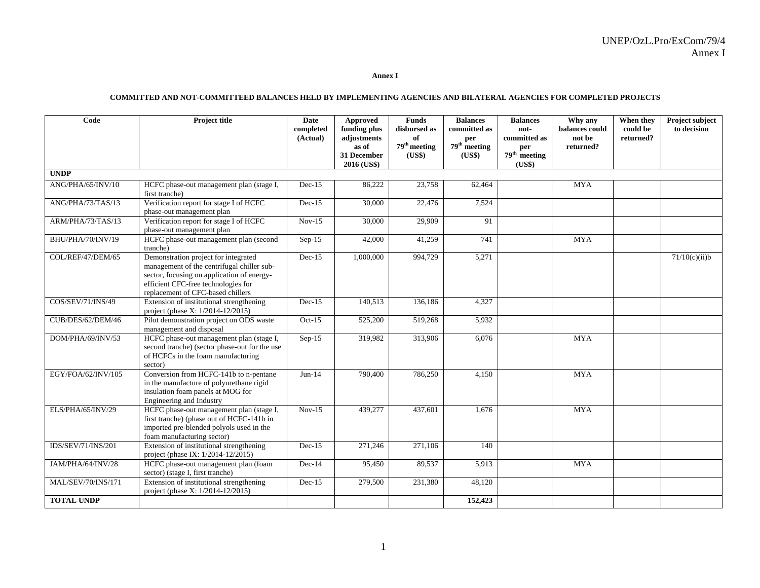**Annex I**

**COMMITTED AND NOT-COMMITTEED BALANCES HELD BY IMPLEMENTING AGENCIES AND BILATERAL AGENCIES FOR COMPLETED PROJECTS**

| Code | Project title | Date completed (Actual) | Approved funding plus adjustments as of 31 December 2016 (US$) | Funds disbursed as of 79th meeting (US$) | Balances committed as per 79th meeting (US$) | Balances not-committed as per 79th meeting (US$) | Why any balances could not be returned? | When they could be returned? | Project subject to decision |
|---|---|---|---|---|---|---|---|---|---|
| **UNDP** | | | | | | | | | |
| ANG/PHA/65/INV/10 | HCFC phase-out management plan (stage I, first tranche) | Dec-15 | 86,222 | 23,758 | 62,464 | | MYA | | |
| ANG/PHA/73/TAS/13 | Verification report for stage I of HCFC phase-out management plan | Dec-15 | 30,000 | 22,476 | 7,524 | | | | |
| ARM/PHA/73/TAS/13 | Verification report for stage I of HCFC phase-out management plan | Nov-15 | 30,000 | 29,909 | 91 | | | | |
| BHU/PHA/70/INV/19 | HCFC phase-out management plan (second tranche) | Sep-15 | 42,000 | 41,259 | 741 | | MYA | | |
| COL/REF/47/DEM/65 | Demonstration project for integrated management of the centrifugal chiller sub-sector, focusing on application of energy-efficient CFC-free technologies for replacement of CFC-based chillers | Dec-15 | 1,000,000 | 994,729 | 5,271 | | | | 71/10(c)(ii)b |
| COS/SEV/71/INS/49 | Extension of institutional strengthening project (phase X: 1/2014-12/2015) | Dec-15 | 140,513 | 136,186 | 4,327 | | | | |
| CUB/DES/62/DEM/46 | Pilot demonstration project on ODS waste management and disposal | Oct-15 | 525,200 | 519,268 | 5,932 | | | | |
| DOM/PHA/69/INV/53 | HCFC phase-out management plan (stage I, second tranche) (sector phase-out for the use of HCFCs in the foam manufacturing sector) | Sep-15 | 319,982 | 313,906 | 6,076 | | MYA | | |
| EGY/FOA/62/INV/105 | Conversion from HCFC-141b to n-pentane in the manufacture of polyurethane rigid insulation foam panels at MOG for Engineering and Industry | Jun-14 | 790,400 | 786,250 | 4,150 | | MYA | | |
| ELS/PHA/65/INV/29 | HCFC phase-out management plan (stage I, first tranche) (phase out of HCFC-141b in imported pre-blended polyols used in the foam manufacturing sector) | Nov-15 | 439,277 | 437,601 | 1,676 | | MYA | | |
| IDS/SEV/71/INS/201 | Extension of institutional strengthening project (phase IX: 1/2014-12/2015) | Dec-15 | 271,246 | 271,106 | 140 | | | | |
| JAM/PHA/64/INV/28 | HCFC phase-out management plan (foam sector) (stage I, first tranche) | Dec-14 | 95,450 | 89,537 | 5,913 | | MYA | | |
| MAL/SEV/70/INS/171 | Extension of institutional strengthening project (phase X: 1/2014-12/2015) | Dec-15 | 279,500 | 231,380 | 48,120 | | | | |
| **TOTAL UNDP** | | | | | **152,423** | | | | |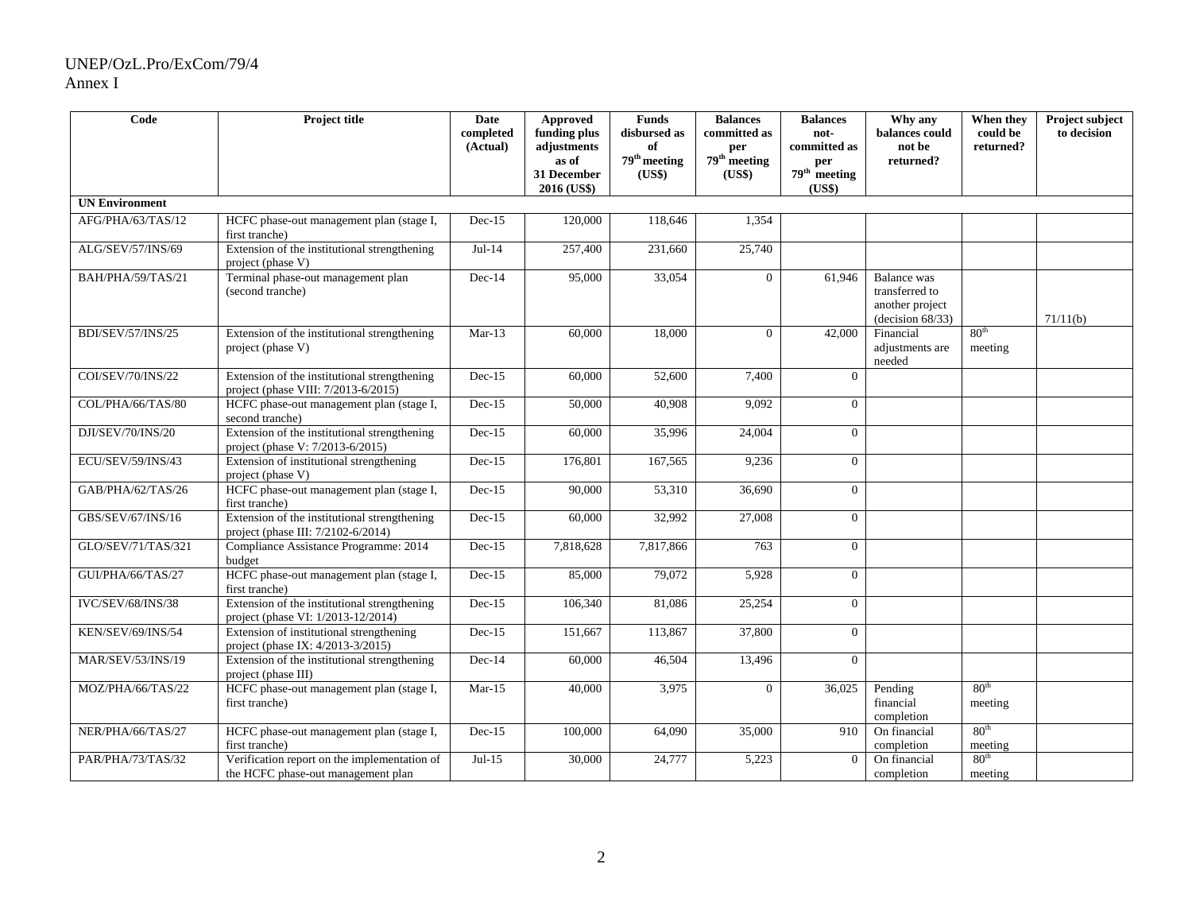| Code | Project title | Date completed (Actual) | Approved funding plus adjustments as of 31 December 2016 (US$) | Funds disbursed as of 79th meeting (US$) | Balances committed as per 79th meeting (US$) | Balances not-committed as per 79th meeting (US$) | Why any balances could not be returned? | When they could be returned? | Project subject to decision |
|---|---|---|---|---|---|---|---|---|---|
| **UN Environment** | | | | | | | | | |
| AFG/PHA/63/TAS/12 | HCFC phase-out management plan (stage I, first tranche) | Dec-15 | 120,000 | 118,646 | 1,354 | | | | |
| ALG/SEV/57/INS/69 | Extension of the institutional strengthening project (phase V) | Jul-14 | 257,400 | 231,660 | 25,740 | | | | |
| BAH/PHA/59/TAS/21 | Terminal phase-out management plan (second tranche) | Dec-14 | 95,000 | 33,054 | 0 | 61,946 | Balance was transferred to another project (decision 68/33) | | 71/11(b) |
| BDI/SEV/57/INS/25 | Extension of the institutional strengthening project (phase V) | Mar-13 | 60,000 | 18,000 | 0 | 42,000 | Financial adjustments are needed | 80th meeting | |
| COI/SEV/70/INS/22 | Extension of the institutional strengthening project (phase VIII: 7/2013-6/2015) | Dec-15 | 60,000 | 52,600 | 7,400 | 0 | | | |
| COL/PHA/66/TAS/80 | HCFC phase-out management plan (stage I, second tranche) | Dec-15 | 50,000 | 40,908 | 9,092 | 0 | | | |
| DJI/SEV/70/INS/20 | Extension of the institutional strengthening project (phase V: 7/2013-6/2015) | Dec-15 | 60,000 | 35,996 | 24,004 | 0 | | | |
| ECU/SEV/59/INS/43 | Extension of institutional strengthening project (phase V) | Dec-15 | 176,801 | 167,565 | 9,236 | 0 | | | |
| GAB/PHA/62/TAS/26 | HCFC phase-out management plan (stage I, first tranche) | Dec-15 | 90,000 | 53,310 | 36,690 | 0 | | | |
| GBS/SEV/67/INS/16 | Extension of the institutional strengthening project (phase III: 7/2102-6/2014) | Dec-15 | 60,000 | 32,992 | 27,008 | 0 | | | |
| GLO/SEV/71/TAS/321 | Compliance Assistance Programme: 2014 budget | Dec-15 | 7,818,628 | 7,817,866 | 763 | 0 | | | |
| GUI/PHA/66/TAS/27 | HCFC phase-out management plan (stage I, first tranche) | Dec-15 | 85,000 | 79,072 | 5,928 | 0 | | | |
| IVC/SEV/68/INS/38 | Extension of the institutional strengthening project (phase VI: 1/2013-12/2014) | Dec-15 | 106,340 | 81,086 | 25,254 | 0 | | | |
| KEN/SEV/69/INS/54 | Extension of institutional strengthening project (phase IX: 4/2013-3/2015) | Dec-15 | 151,667 | 113,867 | 37,800 | 0 | | | |
| MAR/SEV/53/INS/19 | Extension of the institutional strengthening project (phase III) | Dec-14 | 60,000 | 46,504 | 13,496 | 0 | | | |
| MOZ/PHA/66/TAS/22 | HCFC phase-out management plan (stage I, first tranche) | Mar-15 | 40,000 | 3,975 | 0 | 36,025 | Pending financial completion | 80th meeting | |
| NER/PHA/66/TAS/27 | HCFC phase-out management plan (stage I, first tranche) | Dec-15 | 100,000 | 64,090 | 35,000 | 910 | On financial completion | 80th meeting | |
| PAR/PHA/73/TAS/32 | Verification report on the implementation of the HCFC phase-out management plan | Jul-15 | 30,000 | 24,777 | 5,223 | 0 | On financial completion | 80th meeting | |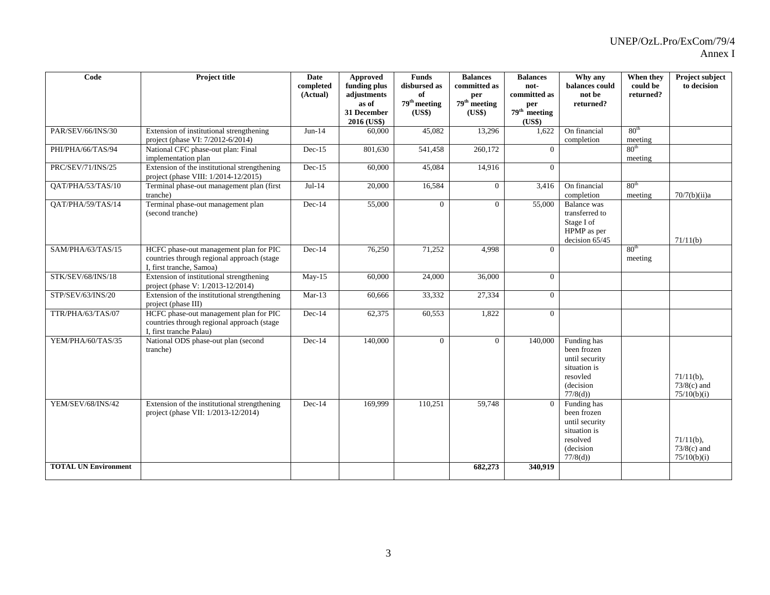| Code | Project title | Date completed (Actual) | Approved funding plus adjustments as of 31 December 2016 (US$) | Funds disbursed as of 79th meeting (US$) | Balances committed as per 79th meeting (US$) | Balances not-committed as per 79th meeting (US$) | Why any balances could not be returned? | When they could be returned? | Project subject to decision |
|---|---|---|---|---|---|---|---|---|---|
| PAR/SEV/66/INS/30 | Extension of institutional strengthening project (phase VI: 7/2012-6/2014) | Jun-14 | 60,000 | 45,082 | 13,296 | 1,622 | On financial completion | 80th meeting | |
| PHI/PHA/66/TAS/94 | National CFC phase-out plan: Final implementation plan | Dec-15 | 801,630 | 541,458 | 260,172 | 0 | | 80th meeting | |
| PRC/SEV/71/INS/25 | Extension of the institutional strengthening project (phase VIII: 1/2014-12/2015) | Dec-15 | 60,000 | 45,084 | 14,916 | 0 | | | |
| QAT/PHA/53/TAS/10 | Terminal phase-out management plan (first tranche) | Jul-14 | 20,000 | 16,584 | 0 | 3,416 | On financial completion | 80th meeting | 70/7(b)(ii)a |
| QAT/PHA/59/TAS/14 | Terminal phase-out management plan (second tranche) | Dec-14 | 55,000 | 0 | 0 | 55,000 | Balance was transferred to Stage I of HPMP as per decision 65/45 | | 71/11(b) |
| SAM/PHA/63/TAS/15 | HCFC phase-out management plan for PIC countries through regional approach (stage I, first tranche, Samoa) | Dec-14 | 76,250 | 71,252 | 4,998 | 0 | | 80th meeting | |
| STK/SEV/68/INS/18 | Extension of institutional strengthening project (phase V: 1/2013-12/2014) | May-15 | 60,000 | 24,000 | 36,000 | 0 | | | |
| STP/SEV/63/INS/20 | Extension of the institutional strengthening project (phase III) | Mar-13 | 60,666 | 33,332 | 27,334 | 0 | | | |
| TTR/PHA/63/TAS/07 | HCFC phase-out management plan for PIC countries through regional approach (stage I, first tranche Palau) | Dec-14 | 62,375 | 60,553 | 1,822 | 0 | | | |
| YEM/PHA/60/TAS/35 | National ODS phase-out plan (second tranche) | Dec-14 | 140,000 | 0 | 0 | 140,000 | Funding has been frozen until security situation is resovled (decision 77/8(d)) | | 71/11(b), 73/8(c) and 75/10(b)(i) |
| YEM/SEV/68/INS/42 | Extension of the institutional strengthening project (phase VII: 1/2013-12/2014) | Dec-14 | 169,999 | 110,251 | 59,748 | 0 | Funding has been frozen until security situation is resolved (decision 77/8(d)) | | 71/11(b), 73/8(c) and 75/10(b)(i) |
| **TOTAL UN Environment** | | | | | **682,273** | **340,919** | | | |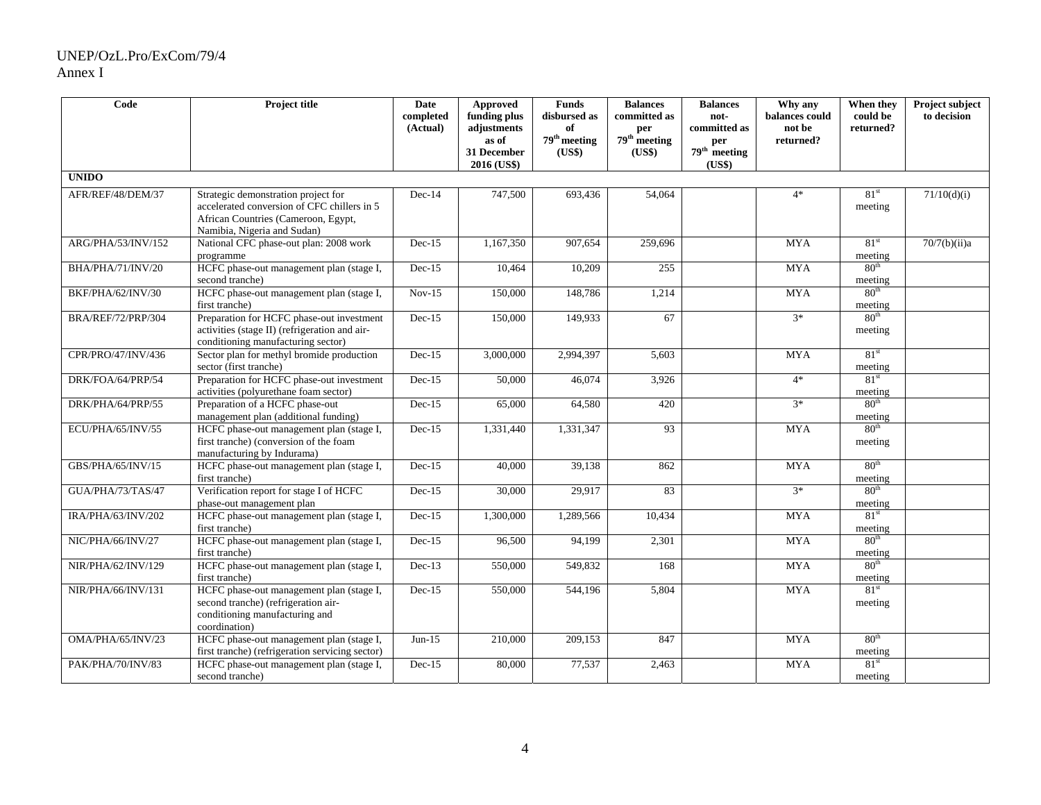| Code | Project title | Date completed (Actual) | Approved funding plus adjustments as of 31 December 2016 (US$) | Funds disbursed as of 79th meeting (US$) | Balances committed as per 79th meeting (US$) | Balances not-committed as per 79th meeting (US$) | Why any balances could not be returned? | When they could be returned? | Project subject to decision |
|---|---|---|---|---|---|---|---|---|---|
| **UNIDO** | | | | | | | | | |
| AFR/REF/48/DEM/37 | Strategic demonstration project for accelerated conversion of CFC chillers in 5 African Countries (Cameroon, Egypt, Namibia, Nigeria and Sudan) | Dec-14 | 747,500 | 693,436 | 54,064 | | 4* | 81st meeting | 71/10(d)(i) |
| ARG/PHA/53/INV/152 | National CFC phase-out plan: 2008 work programme | Dec-15 | 1,167,350 | 907,654 | 259,696 | | MYA | 81st meeting | 70/7(b)(ii)a |
| BHA/PHA/71/INV/20 | HCFC phase-out management plan (stage I, second tranche) | Dec-15 | 10,464 | 10,209 | 255 | | MYA | 80th meeting | |
| BKF/PHA/62/INV/30 | HCFC phase-out management plan (stage I, first tranche) | Nov-15 | 150,000 | 148,786 | 1,214 | | MYA | 80th meeting | |
| BRA/REF/72/PRP/304 | Preparation for HCFC phase-out investment activities (stage II) (refrigeration and air-conditioning manufacturing sector) | Dec-15 | 150,000 | 149,933 | 67 | | 3* | 80th meeting | |
| CPR/PRO/47/INV/436 | Sector plan for methyl bromide production sector (first tranche) | Dec-15 | 3,000,000 | 2,994,397 | 5,603 | | MYA | 81st meeting | |
| DRK/FOA/64/PRP/54 | Preparation for HCFC phase-out investment activities (polyurethane foam sector) | Dec-15 | 50,000 | 46,074 | 3,926 | | 4* | 81st meeting | |
| DRK/PHA/64/PRP/55 | Preparation of a HCFC phase-out management plan (additional funding) | Dec-15 | 65,000 | 64,580 | 420 | | 3* | 80th meeting | |
| ECU/PHA/65/INV/55 | HCFC phase-out management plan (stage I, first tranche) (conversion of the foam manufacturing by Indurama) | Dec-15 | 1,331,440 | 1,331,347 | 93 | | MYA | 80th meeting | |
| GBS/PHA/65/INV/15 | HCFC phase-out management plan (stage I, first tranche) | Dec-15 | 40,000 | 39,138 | 862 | | MYA | 80th meeting | |
| GUA/PHA/73/TAS/47 | Verification report for stage I of HCFC phase-out management plan | Dec-15 | 30,000 | 29,917 | 83 | | 3* | 80th meeting | |
| IRA/PHA/63/INV/202 | HCFC phase-out management plan (stage I, first tranche) | Dec-15 | 1,300,000 | 1,289,566 | 10,434 | | MYA | 81st meeting | |
| NIC/PHA/66/INV/27 | HCFC phase-out management plan (stage I, first tranche) | Dec-15 | 96,500 | 94,199 | 2,301 | | MYA | 80th meeting | |
| NIR/PHA/62/INV/129 | HCFC phase-out management plan (stage I, first tranche) | Dec-13 | 550,000 | 549,832 | 168 | | MYA | 80th meeting | |
| NIR/PHA/66/INV/131 | HCFC phase-out management plan (stage I, second tranche) (refrigeration air-conditioning manufacturing and coordination) | Dec-15 | 550,000 | 544,196 | 5,804 | | MYA | 81st meeting | |
| OMA/PHA/65/INV/23 | HCFC phase-out management plan (stage I, first tranche) (refrigeration servicing sector) | Jun-15 | 210,000 | 209,153 | 847 | | MYA | 80th meeting | |
| PAK/PHA/70/INV/83 | HCFC phase-out management plan (stage I, second tranche) | Dec-15 | 80,000 | 77,537 | 2,463 | | MYA | 81st meeting | |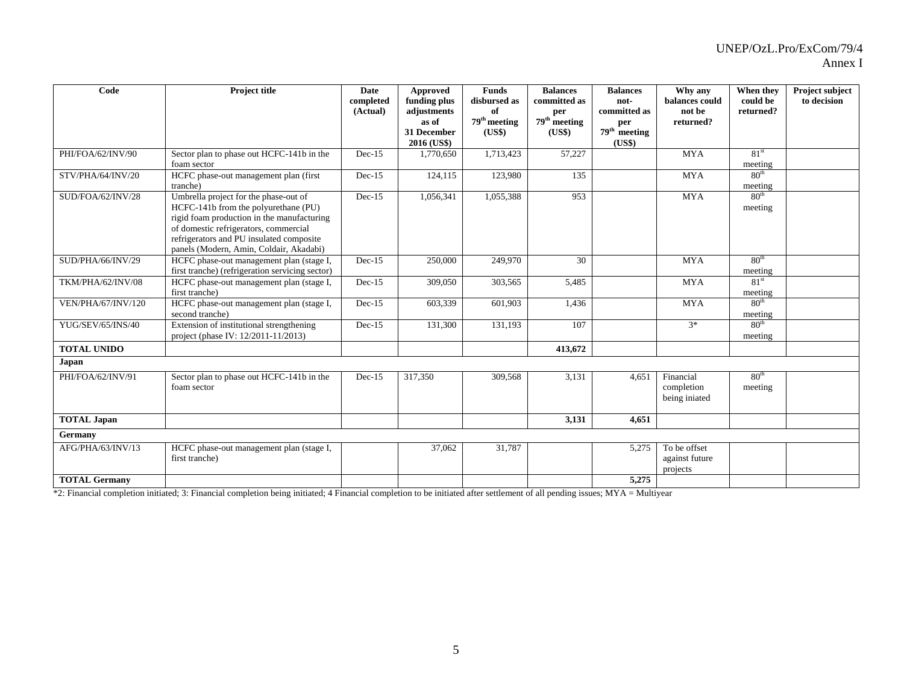| Code | Project title | Date completed (Actual) | Approved funding plus adjustments as of 31 December 2016 (US$) | Funds disbursed as of 79th meeting (US$) | Balances committed as per 79th meeting (US$) | Balances not-committed as per 79th meeting (US$) | Why any balances could not be returned? | When they could be returned? | Project subject to decision |
|---|---|---|---|---|---|---|---|---|---|
| PHI/FOA/62/INV/90 | Sector plan to phase out HCFC-141b in the foam sector | Dec-15 | 1,770,650 | 1,713,423 | 57,227 | | MYA | 81st meeting | |
| STV/PHA/64/INV/20 | HCFC phase-out management plan (first tranche) | Dec-15 | 124,115 | 123,980 | 135 | | MYA | 80th meeting | |
| SUD/FOA/62/INV/28 | Umbrella project for the phase-out of HCFC-141b from the polyurethane (PU) rigid foam production in the manufacturing of domestic refrigerators, commercial refrigerators and PU insulated composite panels (Modern, Amin, Coldair, Akadabi) | Dec-15 | 1,056,341 | 1,055,388 | 953 | | MYA | 80th meeting | |
| SUD/PHA/66/INV/29 | HCFC phase-out management plan (stage I, first tranche) (refrigeration servicing sector) | Dec-15 | 250,000 | 249,970 | 30 | | MYA | 80th meeting | |
| TKM/PHA/62/INV/08 | HCFC phase-out management plan (stage I, first tranche) | Dec-15 | 309,050 | 303,565 | 5,485 | | MYA | 81st meeting | |
| VEN/PHA/67/INV/120 | HCFC phase-out management plan (stage I, second tranche) | Dec-15 | 603,339 | 601,903 | 1,436 | | MYA | 80th meeting | |
| YUG/SEV/65/INS/40 | Extension of institutional strengthening project (phase IV: 12/2011-11/2013) | Dec-15 | 131,300 | 131,193 | 107 | | 3* | 80th meeting | |
| **TOTAL UNIDO** | | | | | **413,672** | | | | |
| **Japan** | | | | | | | | | |
| PHI/FOA/62/INV/91 | Sector plan to phase out HCFC-141b in the foam sector | Dec-15 | 317,350 | 309,568 | 3,131 | 4,651 | Financial completion being iniated | 80th meeting | |
| **TOTAL Japan** | | | | | **3,131** | **4,651** | | | |
| **Germany** | | | | | | | | | |
| AFG/PHA/63/INV/13 | HCFC phase-out management plan (stage I, first tranche) | | 37,062 | 31,787 | | 5,275 | To be offset against future projects | | |
| **TOTAL Germany** | | | | | | **5,275** | | | |

*2: Financial completion initiated; 3: Financial completion being initiated; 4 Financial completion to be initiated after settlement of all pending issues; MYA = Multiyear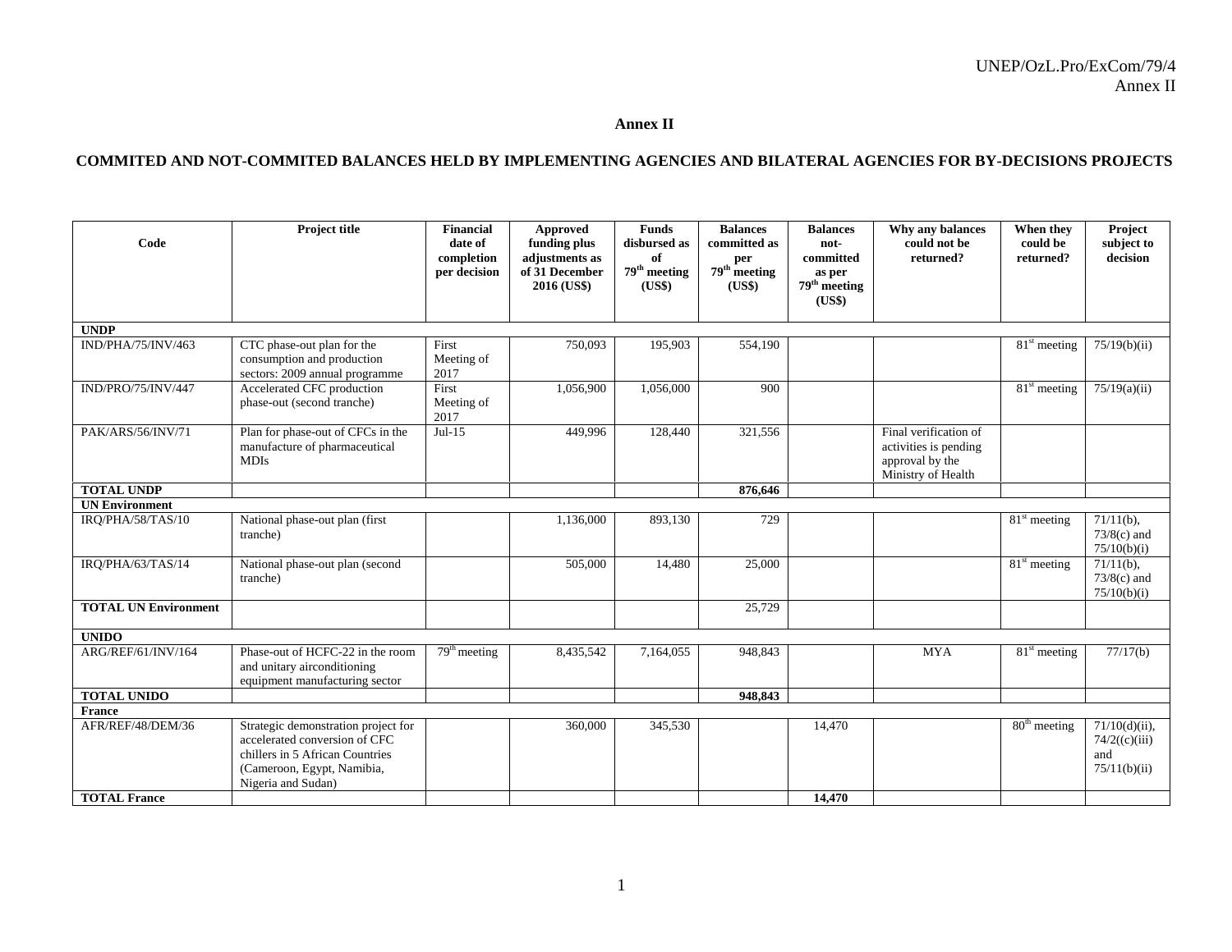# Annex II

## COMMITED AND NOT-COMMITED BALANCES HELD BY IMPLEMENTING AGENCIES AND BILATERAL AGENCIES FOR BY-DECISIONS PROJECTS

| Code | Project title | Financial date of completion per decision | Approved funding plus adjustments as of 31 December 2016 (US$) | Funds disbursed as of 79th meeting (US$) | Balances committed as per 79th meeting (US$) | Balances not-committed as per 79th meeting (US$) | Why any balances could not be returned? | When they could be returned? | Project subject to decision |
|---|---|---|---|---|---|---|---|---|---|
| **UNDP** | | | | | | | | | |
| IND/PHA/75/INV/463 | CTC phase-out plan for the consumption and production sectors: 2009 annual programme | First Meeting of 2017 | 750,093 | 195,903 | 554,190 | | | 81st meeting | 75/19(b)(ii) |
| IND/PRO/75/INV/447 | Accelerated CFC production phase-out (second tranche) | First Meeting of 2017 | 1,056,900 | 1,056,000 | 900 | | | 81st meeting | 75/19(a)(ii) |
| PAK/ARS/56/INV/71 | Plan for phase-out of CFCs in the manufacture of pharmaceutical MDIs | Jul-15 | 449,996 | 128,440 | 321,556 | | Final verification of activities is pending approval by the Ministry of Health | | |
| **TOTAL UNDP** | | | | | **876,646** | | | | |
| **UN Environment** | | | | | | | | | |
| IRQ/PHA/58/TAS/10 | National phase-out plan (first tranche) | | 1,136,000 | 893,130 | 729 | | | 81st meeting | 71/11(b), 73/8(c) and 75/10(b)(i) |
| IRQ/PHA/63/TAS/14 | National phase-out plan (second tranche) | | 505,000 | 14,480 | 25,000 | | | 81st meeting | 71/11(b), 73/8(c) and 75/10(b)(i) |
| **TOTAL UN Environment** | | | | | 25,729 | | | | |
| **UNIDO** | | | | | | | | | |
| ARG/REF/61/INV/164 | Phase-out of HCFC-22 in the room and unitary airconditioning equipment manufacturing sector | 79th meeting | 8,435,542 | 7,164,055 | 948,843 | | MYA | 81st meeting | 77/17(b) |
| **TOTAL UNIDO** | | | | | **948,843** | | | | |
| **France** | | | | | | | | | |
| AFR/REF/48/DEM/36 | Strategic demonstration project for accelerated conversion of CFC chillers in 5 African Countries (Cameroon, Egypt, Namibia, Nigeria and Sudan) | | 360,000 | 345,530 | | 14,470 | | 80th meeting | 71/10(d)(ii), 74/2((c)(iii) and 75/11(b)(ii) |
| **TOTAL France** | | | | | | **14,470** | | | |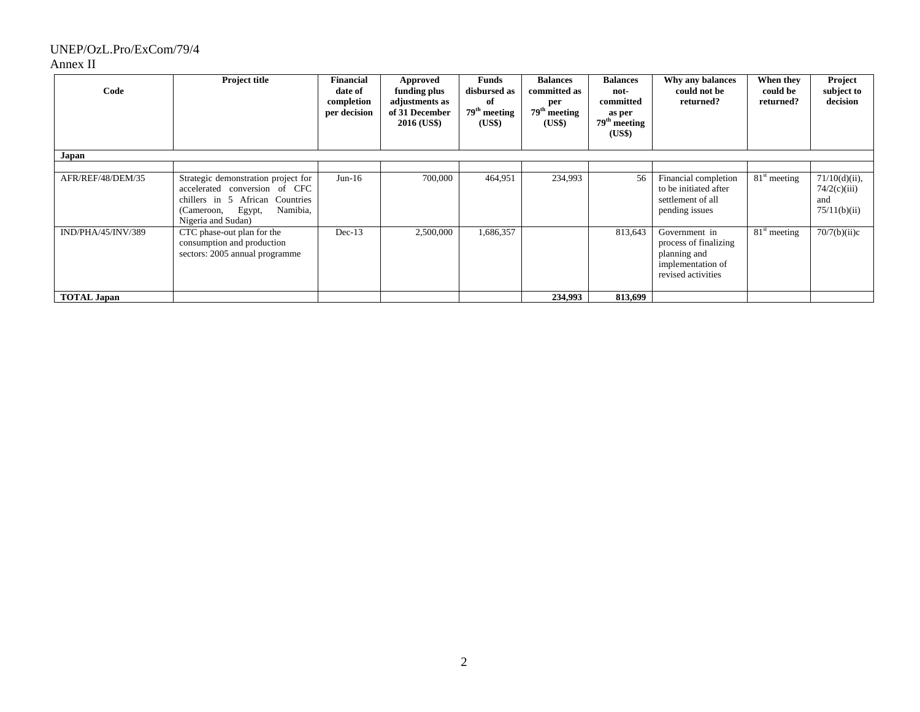| Code | Project title | Financial date of completion per decision | Approved funding plus adjustments as of 31 December 2016 (US$) | Funds disbursed as of 79th meeting (US$) | Balances committed as per 79th meeting (US$) | Balances not-committed as per 79th meeting (US$) | Why any balances could not be returned? | When they could be returned? | Project subject to decision |
|---|---|---|---|---|---|---|---|---|---|
| **Japan** | | | | | | | | | |
| | | | | | | | | | |
| AFR/REF/48/DEM/35 | Strategic demonstration project for accelerated conversion of CFC chillers in 5 African Countries (Cameroon, Egypt, Namibia, Nigeria and Sudan) | Jun-16 | 700,000 | 464,951 | 234,993 | 56 | Financial completion to be initiated after settlement of all pending issues | 81st meeting | 71/10(d)(ii), 74/2(c)(iii) and 75/11(b)(ii) |
| IND/PHA/45/INV/389 | CTC phase-out plan for the consumption and production sectors: 2005 annual programme | Dec-13 | 2,500,000 | 1,686,357 | | 813,643 | Government in process of finalizing planning and implementation of revised activities | 81st meeting | 70/7(b)(ii)c |
| **TOTAL Japan** | | | | | **234,993** | **813,699** | | | |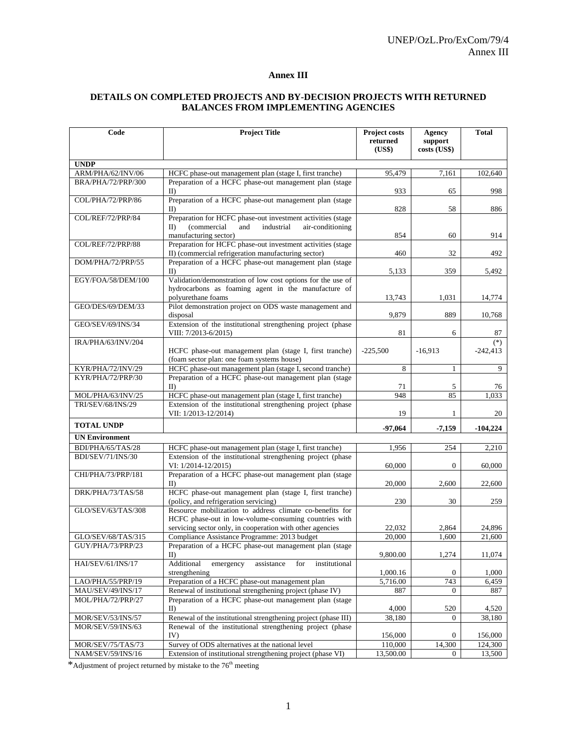# Annex III

## DETAILS ON COMPLETED PROJECTS AND BY-DECISION PROJECTS WITH RETURNED BALANCES FROM IMPLEMENTING AGENCIES

| Code | Project Title | Project costs returned (US$) | Agency support costs (US$) | Total |
|---|---|---|---|---|
| **UNDP** | | | | |
| ARM/PHA/62/INV/06 | HCFC phase-out management plan (stage I, first tranche) | 95,479 | 7,161 | 102,640 |
| BRA/PHA/72/PRP/300 | Preparation of a HCFC phase-out management plan (stage II) | 933 | 65 | 998 |
| COL/PHA/72/PRP/86 | Preparation of a HCFC phase-out management plan (stage II) | 828 | 58 | 886 |
| COL/REF/72/PRP/84 | Preparation for HCFC phase-out investment activities (stage II) (commercial and industrial air-conditioning manufacturing sector) | 854 | 60 | 914 |
| COL/REF/72/PRP/88 | Preparation for HCFC phase-out investment activities (stage II) (commercial refrigeration manufacturing sector) | 460 | 32 | 492 |
| DOM/PHA/72/PRP/55 | Preparation of a HCFC phase-out management plan (stage II) | 5,133 | 359 | 5,492 |
| EGY/FOA/58/DEM/100 | Validation/demonstration of low cost options for the use of hydrocarbons as foaming agent in the manufacture of polyurethane foams | 13,743 | 1,031 | 14,774 |
| GEO/DES/69/DEM/33 | Pilot demonstration project on ODS waste management and disposal | 9,879 | 889 | 10,768 |
| GEO/SEV/69/INS/34 | Extension of the institutional strengthening project (phase VIII: 7/2013-6/2015) | 81 | 6 | 87 |
| IRA/PHA/63/INV/204 | HCFC phase-out management plan (stage I, first tranche) (foam sector plan: one foam systems house) | -225,500 | -16,913 | (*) -242,413 |
| KYR/PHA/72/INV/29 | HCFC phase-out management plan (stage I, second tranche) | 8 | 1 | 9 |
| KYR/PHA/72/PRP/30 | Preparation of a HCFC phase-out management plan (stage II) | 71 | 5 | 76 |
| MOL/PHA/63/INV/25 | HCFC phase-out management plan (stage I, first tranche) | 948 | 85 | 1,033 |
| TRI/SEV/68/INS/29 | Extension of the institutional strengthening project (phase VII: 1/2013-12/2014) | 19 | 1 | 20 |
| **TOTAL UNDP** | | **-97,064** | **-7,159** | **-104,224** |
| **UN Environment** | | | | |
| BDI/PHA/65/TAS/28 | HCFC phase-out management plan (stage I, first tranche) | 1,956 | 254 | 2,210 |
| BDI/SEV/71/INS/30 | Extension of the institutional strengthening project (phase VI: 1/2014-12/2015) | 60,000 | 0 | 60,000 |
| CHI/PHA/73/PRP/181 | Preparation of a HCFC phase-out management plan (stage II) | 20,000 | 2,600 | 22,600 |
| DRK/PHA/73/TAS/58 | HCFC phase-out management plan (stage I, first tranche) (policy, and refrigeration servicing) | 230 | 30 | 259 |
| GLO/SEV/63/TAS/308 | Resource mobilization to address climate co-benefits for HCFC phase-out in low-volume-consuming countries with servicing sector only, in cooperation with other agencies | 22,032 | 2,864 | 24,896 |
| GLO/SEV/68/TAS/315 | Compliance Assistance Programme: 2013 budget | 20,000 | 1,600 | 21,600 |
| GUY/PHA/73/PRP/23 | Preparation of a HCFC phase-out management plan (stage II) | 9,800.00 | 1,274 | 11,074 |
| HAI/SEV/61/INS/17 | Additional emergency assistance for institutional strengthening | 1,000.16 | 0 | 1,000 |
| LAO/PHA/55/PRP/19 | Preparation of a HCFC phase-out management plan | 5,716.00 | 743 | 6,459 |
| MAU/SEV/49/INS/17 | Renewal of institutional strengthening project (phase IV) | 887 | 0 | 887 |
| MOL/PHA/72/PRP/27 | Preparation of a HCFC phase-out management plan (stage II) | 4,000 | 520 | 4,520 |
| MOR/SEV/53/INS/57 | Renewal of the institutional strengthening project (phase III) | 38,180 | 0 | 38,180 |
| MOR/SEV/59/INS/63 | Renewal of the institutional strengthening project (phase IV) | 156,000 | 0 | 156,000 |
| MOR/SEV/75/TAS/73 | Survey of ODS alternatives at the national level | 110,000 | 14,300 | 124,300 |
| NAM/SEV/59/INS/16 | Extension of institutional strengthening project (phase VI) | 13,500.00 | 0 | 13,500 |

*Adjustment of project returned by mistake to the 76th meeting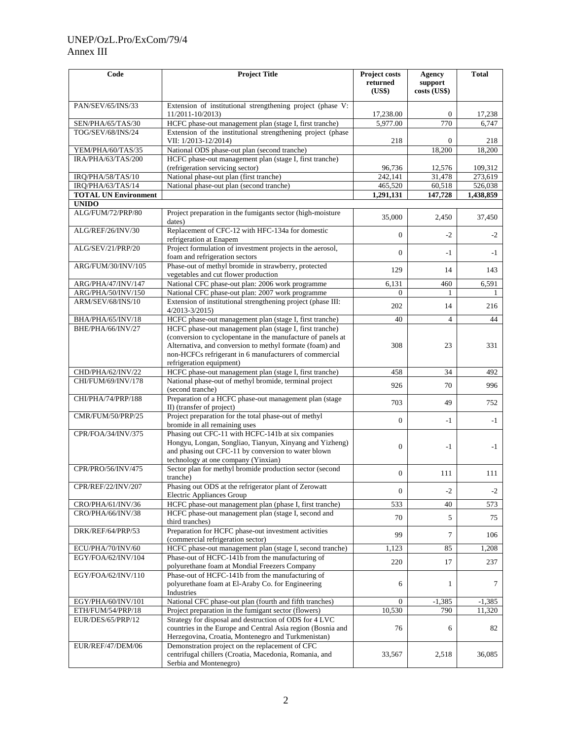| Code | Project Title | Project costs returned (US$) | Agency support costs (US$) | Total |
|---|---|---|---|---|
| PAN/SEV/65/INS/33 | Extension of institutional strengthening project (phase V: 11/2011-10/2013) | 17,238.00 | 0 | 17,238 |
| SEN/PHA/65/TAS/30 | HCFC phase-out management plan (stage I, first tranche) | 5,977.00 | 770 | 6,747 |
| TOG/SEV/68/INS/24 | Extension of the institutional strengthening project (phase VII: 1/2013-12/2014) | 218 | 0 | 218 |
| YEM/PHA/60/TAS/35 | National ODS phase-out plan (second tranche) | | 18,200 | 18,200 |
| IRA/PHA/63/TAS/200 | HCFC phase-out management plan (stage I, first tranche) (refrigeration servicing sector) | 96,736 | 12,576 | 109,312 |
| IRQ/PHA/58/TAS/10 | National phase-out plan (first tranche) | 242,141 | 31,478 | 273,619 |
| IRQ/PHA/63/TAS/14 | National phase-out plan (second tranche) | 465,520 | 60,518 | 526,038 |
| **TOTAL UN Environment** | | **1,291,131** | **147,728** | **1,438,859** |
| **UNIDO** | | | | |
| ALG/FUM/72/PRP/80 | Project preparation in the fumigants sector (high-moisture dates) | 35,000 | 2,450 | 37,450 |
| ALG/REF/26/INV/30 | Replacement of CFC-12 with HFC-134a for domestic refrigeration at Enapem | 0 | -2 | -2 |
| ALG/SEV/21/PRP/20 | Project formulation of investment projects in the aerosol, foam and refrigeration sectors | 0 | -1 | -1 |
| ARG/FUM/30/INV/105 | Phase-out of methyl bromide in strawberry, protected vegetables and cut flower production | 129 | 14 | 143 |
| ARG/PHA/47/INV/147 | National CFC phase-out plan: 2006 work programme | 6,131 | 460 | 6,591 |
| ARG/PHA/50/INV/150 | National CFC phase-out plan: 2007 work programme | 0 | 1 | 1 |
| ARM/SEV/68/INS/10 | Extension of institutional strengthening project (phase III: 4/2013-3/2015) | 202 | 14 | 216 |
| BHA/PHA/65/INV/18 | HCFC phase-out management plan (stage I, first tranche) | 40 | 4 | 44 |
| BHE/PHA/66/INV/27 | HCFC phase-out management plan (stage I, first tranche) (conversion to cyclopentane in the manufacture of panels at Alternativa, and conversion to methyl formate (foam) and non-HCFCs refrigerant in 6 manufacturers of commercial refrigeration equipment) | 308 | 23 | 331 |
| CHD/PHA/62/INV/22 | HCFC phase-out management plan (stage I, first tranche) | 458 | 34 | 492 |
| CHI/FUM/69/INV/178 | National phase-out of methyl bromide, terminal project (second tranche) | 926 | 70 | 996 |
| CHI/PHA/74/PRP/188 | Preparation of a HCFC phase-out management plan (stage II) (transfer of project) | 703 | 49 | 752 |
| CMR/FUM/50/PRP/25 | Project preparation for the total phase-out of methyl bromide in all remaining uses | 0 | -1 | -1 |
| CPR/FOA/34/INV/375 | Phasing out CFC-11 with HCFC-141b at six companies Hongyu, Longan, Songliao, Tianyun, Xinyang and Yizheng) and phasing out CFC-11 by conversion to water blown technology at one company (Yinxian) | 0 | -1 | -1 |
| CPR/PRO/56/INV/475 | Sector plan for methyl bromide production sector (second tranche) | 0 | 111 | 111 |
| CPR/REF/22/INV/207 | Phasing out ODS at the refrigerator plant of Zerowatt Electric Appliances Group | 0 | -2 | -2 |
| CRO/PHA/61/INV/36 | HCFC phase-out management plan (phase I, first tranche) | 533 | 40 | 573 |
| CRO/PHA/66/INV/38 | HCFC phase-out management plan (stage I, second and third tranches) | 70 | 5 | 75 |
| DRK/REF/64/PRP/53 | Preparation for HCFC phase-out investment activities (commercial refrigeration sector) | 99 | 7 | 106 |
| ECU/PHA/70/INV/60 | HCFC phase-out management plan (stage I, second tranche) | 1,123 | 85 | 1,208 |
| EGY/FOA/62/INV/104 | Phase-out of HCFC-141b from the manufacturing of polyurethane foam at Mondial Freezers Company | 220 | 17 | 237 |
| EGY/FOA/62/INV/110 | Phase-out of HCFC-141b from the manufacturing of polyurethane foam at El-Araby Co. for Engineering Industries | 6 | 1 | 7 |
| EGY/PHA/60/INV/101 | National CFC phase-out plan (fourth and fifth tranches) | 0 | -1,385 | -1,385 |
| ETH/FUM/54/PRP/18 | Project preparation in the fumigant sector (flowers) | 10,530 | 790 | 11,320 |
| EUR/DES/65/PRP/12 | Strategy for disposal and destruction of ODS for 4 LVC countries in the Europe and Central Asia region (Bosnia and Herzegovina, Croatia, Montenegro and Turkmenistan) | 76 | 6 | 82 |
| EUR/REF/47/DEM/06 | Demonstration project on the replacement of CFC centrifugal chillers (Croatia, Macedonia, Romania, and Serbia and Montenegro) | 33,567 | 2,518 | 36,085 |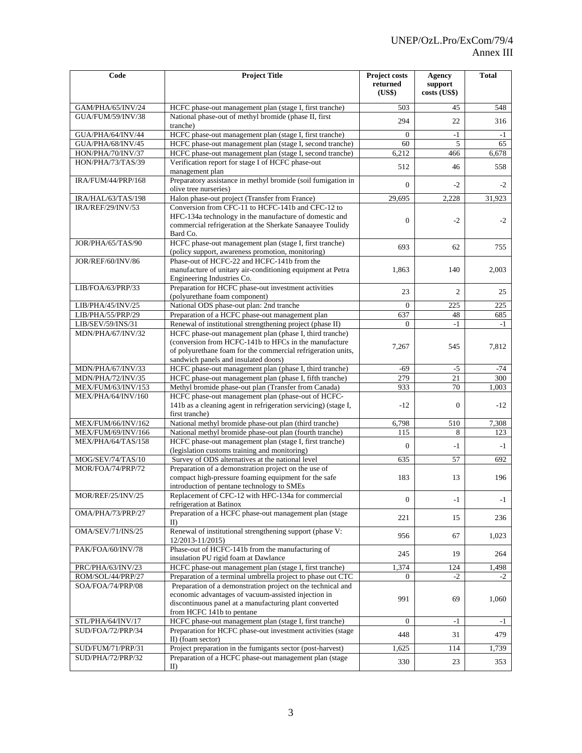| Code | Project Title | Project costs returned (US$) | Agency support costs (US$) | Total |
|---|---|---|---|---|
| GAM/PHA/65/INV/24 | HCFC phase-out management plan (stage I, first tranche) | 503 | 45 | 548 |
| GUA/FUM/59/INV/38 | National phase-out of methyl bromide (phase II, first tranche) | 294 | 22 | 316 |
| GUA/PHA/64/INV/44 | HCFC phase-out management plan (stage I, first tranche) | 0 | -1 | -1 |
| GUA/PHA/68/INV/45 | HCFC phase-out management plan (stage I, second tranche) | 60 | 5 | 65 |
| HON/PHA/70/INV/37 | HCFC phase-out management plan (stage I, second tranche) | 6,212 | 466 | 6,678 |
| HON/PHA/73/TAS/39 | Verification report for stage I of HCFC phase-out management plan | 512 | 46 | 558 |
| IRA/FUM/44/PRP/168 | Preparatory assistance in methyl bromide (soil fumigation in olive tree nurseries) | 0 | -2 | -2 |
| IRA/HAL/63/TAS/198 | Halon phase-out project (Transfer from France) | 29,695 | 2,228 | 31,923 |
| IRA/REF/29/INV/53 | Conversion from CFC-11 to HCFC-141b and CFC-12 to HFC-134a technology in the manufacture of domestic and commercial refrigeration at the Sherkate Sanaayee Toulidy Bard Co. | 0 | -2 | -2 |
| JOR/PHA/65/TAS/90 | HCFC phase-out management plan (stage I, first tranche) (policy support, awareness promotion, monitoring) | 693 | 62 | 755 |
| JOR/REF/60/INV/86 | Phase-out of HCFC-22 and HCFC-141b from the manufacture of unitary air-conditioning equipment at Petra Engineering Industries Co. | 1,863 | 140 | 2,003 |
| LIB/FOA/63/PRP/33 | Preparation for HCFC phase-out investment activities (polyurethane foam component) | 23 | 2 | 25 |
| LIB/PHA/45/INV/25 | National ODS phase-out plan: 2nd tranche | 0 | 225 | 225 |
| LIB/PHA/55/PRP/29 | Preparation of a HCFC phase-out management plan | 637 | 48 | 685 |
| LIB/SEV/59/INS/31 | Renewal of institutional strengthening project (phase II) | 0 | -1 | -1 |
| MDN/PHA/67/INV/32 | HCFC phase-out management plan (phase I, third tranche) (conversion from HCFC-141b to HFCs in the manufacture of polyurethane foam for the commercial refrigeration units, sandwich panels and insulated doors) | 7,267 | 545 | 7,812 |
| MDN/PHA/67/INV/33 | HCFC phase-out management plan (phase I, third tranche) | -69 | -5 | -74 |
| MDN/PHA/72/INV/35 | HCFC phase-out management plan (phase I, fifth tranche) | 279 | 21 | 300 |
| MEX/FUM/63/INV/153 | Methyl bromide phase-out plan (Transfer from Canada) | 933 | 70 | 1,003 |
| MEX/PHA/64/INV/160 | HCFC phase-out management plan (phase-out of HCFC-141b as a cleaning agent in refrigeration servicing) (stage I, first tranche) | -12 | 0 | -12 |
| MEX/FUM/66/INV/162 | National methyl bromide phase-out plan (third tranche) | 6,798 | 510 | 7,308 |
| MEX/FUM/69/INV/166 | National methyl bromide phase-out plan (fourth tranche) | 115 | 8 | 123 |
| MEX/PHA/64/TAS/158 | HCFC phase-out management plan (stage I, first tranche) (legislation customs training and monitoring) | 0 | -1 | -1 |
| MOG/SEV/74/TAS/10 | Survey of ODS alternatives at the national level | 635 | 57 | 692 |
| MOR/FOA/74/PRP/72 | Preparation of a demonstration project on the use of compact high-pressure foaming equipment for the safe introduction of pentane technology to SMEs | 183 | 13 | 196 |
| MOR/REF/25/INV/25 | Replacement of CFC-12 with HFC-134a for commercial refrigeration at Batinox | 0 | -1 | -1 |
| OMA/PHA/73/PRP/27 | Preparation of a HCFC phase-out management plan (stage II) | 221 | 15 | 236 |
| OMA/SEV/71/INS/25 | Renewal of institutional strengthening support (phase V: 12/2013-11/2015) | 956 | 67 | 1,023 |
| PAK/FOA/60/INV/78 | Phase-out of HCFC-141b from the manufacturing of insulation PU rigid foam at Dawlance | 245 | 19 | 264 |
| PRC/PHA/63/INV/23 | HCFC phase-out management plan (stage I, first tranche) | 1,374 | 124 | 1,498 |
| ROM/SOL/44/PRP/27 | Preparation of a terminal umbrella project to phase out CTC | 0 | -2 | -2 |
| SOA/FOA/74/PRP/08 | Preparation of a demonstration project on the technical and economic advantages of vacuum-assisted injection in discontinuous panel at a manufacturing plant converted from HCFC 141b to pentane | 991 | 69 | 1,060 |
| STL/PHA/64/INV/17 | HCFC phase-out management plan (stage I, first tranche) | 0 | -1 | -1 |
| SUD/FOA/72/PRP/34 | Preparation for HCFC phase-out investment activities (stage II) (foam sector) | 448 | 31 | 479 |
| SUD/FUM/71/PRP/31 | Project preparation in the fumigants sector (post-harvest) | 1,625 | 114 | 1,739 |
| SUD/PHA/72/PRP/32 | Preparation of a HCFC phase-out management plan (stage II) | 330 | 23 | 353 |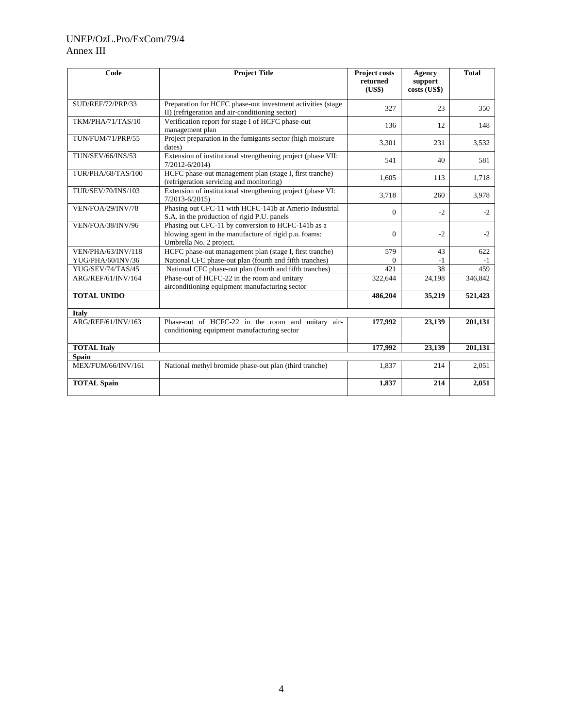| Code | Project Title | Project costs returned (US$) | Agency support costs (US$) | Total |
|---|---|---|---|---|
| SUD/REF/72/PRP/33 | Preparation for HCFC phase-out investment activities (stage II) (refrigeration and air-conditioning sector) | 327 | 23 | 350 |
| TKM/PHA/71/TAS/10 | Verification report for stage I of HCFC phase-out management plan | 136 | 12 | 148 |
| TUN/FUM/71/PRP/55 | Project preparation in the fumigants sector (high moisture dates) | 3,301 | 231 | 3,532 |
| TUN/SEV/66/INS/53 | Extension of institutional strengthening project (phase VII: 7/2012-6/2014) | 541 | 40 | 581 |
| TUR/PHA/68/TAS/100 | HCFC phase-out management plan (stage I, first tranche) (refrigeration servicing and monitoring) | 1,605 | 113 | 1,718 |
| TUR/SEV/70/INS/103 | Extension of institutional strengthening project (phase VI: 7/2013-6/2015) | 3,718 | 260 | 3,978 |
| VEN/FOA/29/INV/78 | Phasing out CFC-11 with HCFC-141b at Amerio Industrial S.A. in the production of rigid P.U. panels | 0 | -2 | -2 |
| VEN/FOA/38/INV/96 | Phasing out CFC-11 by conversion to HCFC-141b as a blowing agent in the manufacture of rigid p.u. foams: Umbrella No. 2 project. | 0 | -2 | -2 |
| VEN/PHA/63/INV/118 | HCFC phase-out management plan (stage I, first tranche) | 579 | 43 | 622 |
| YUG/PHA/60/INV/36 | National CFC phase-out plan (fourth and fifth tranches) | 0 | -1 | -1 |
| YUG/SEV/74/TAS/45 | National CFC phase-out plan (fourth and fifth tranches) | 421 | 38 | 459 |
| ARG/REF/61/INV/164 | Phase-out of HCFC-22 in the room and unitary airconditioning equipment manufacturing sector | 322,644 | 24,198 | 346,842 |
| **TOTAL UNIDO** | | **486,204** | **35,219** | **521,423** |
| **Italy** | | | | |
| ARG/REF/61/INV/163 | Phase-out of HCFC-22 in the room and unitary air-conditioning equipment manufacturing sector | **177,992** | **23,139** | **201,131** |
| **TOTAL Italy** | | **177,992** | **23,139** | **201,131** |
| **Spain** | | | | |
| MEX/FUM/66/INV/161 | National methyl bromide phase-out plan (third tranche) | 1,837 | 214 | 2,051 |
| **TOTAL Spain** | | **1,837** | **214** | **2,051** |